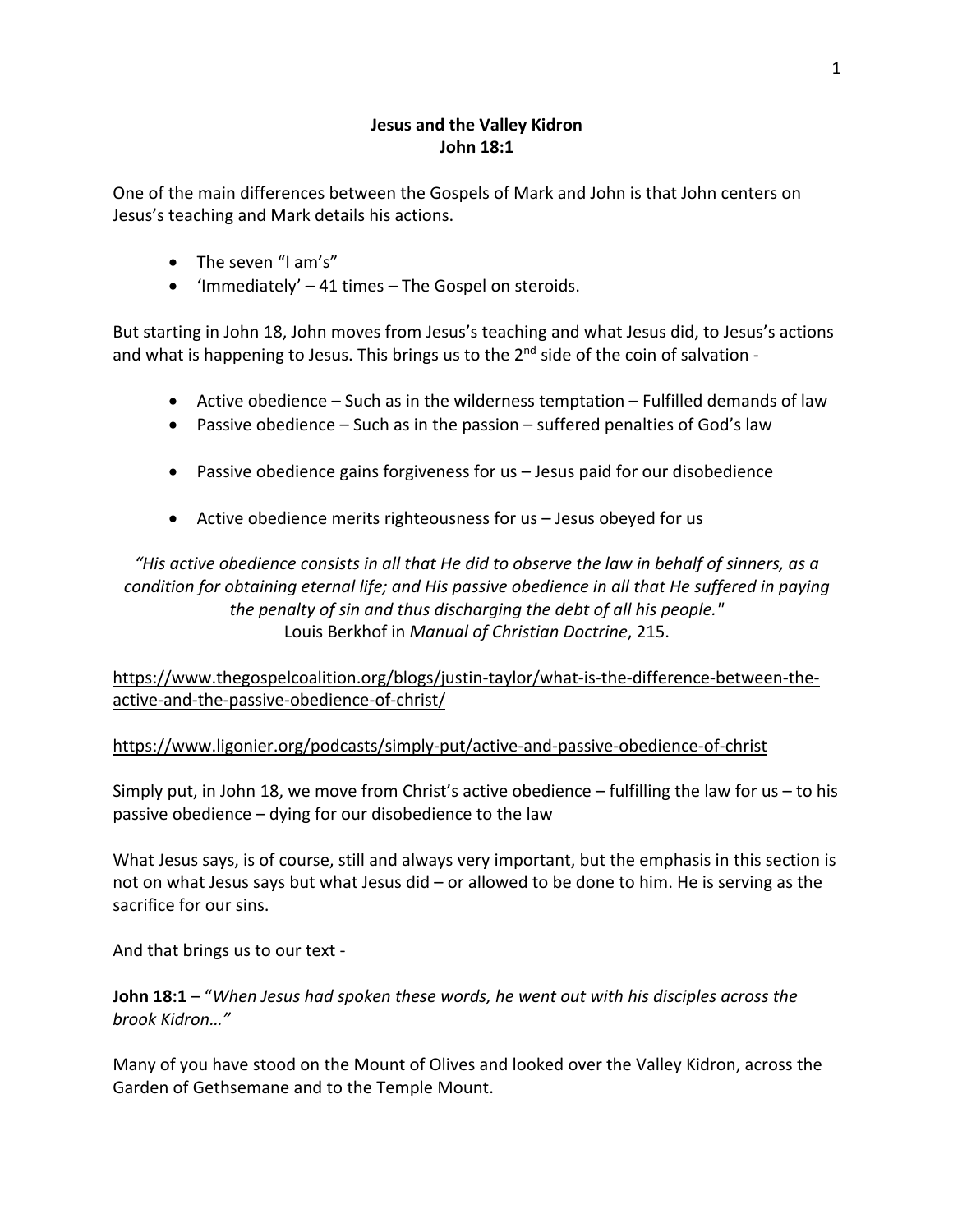**Jesus and the Valley Kidron**
**John 18:1**

One of the main differences between the Gospels of Mark and John is that John centers on Jesus's teaching and Mark details his actions.

- The seven "I am's"
- 'Immediately' – 41 times – The Gospel on steroids.

But starting in John 18, John moves from Jesus's teaching and what Jesus did, to Jesus's actions and what is happening to Jesus. This brings us to the 2nd side of the coin of salvation -

- Active obedience – Such as in the wilderness temptation – Fulfilled demands of law
- Passive obedience – Such as in the passion – suffered penalties of God's law

- Passive obedience gains forgiveness for us – Jesus paid for our disobedience

- Active obedience merits righteousness for us – Jesus obeyed for us

*"His active obedience consists in all that He did to observe the law in behalf of sinners, as a condition for obtaining eternal life; and His passive obedience in all that He suffered in paying the penalty of sin and thus discharging the debt of all his people."*
Louis Berkhof in *Manual of Christian Doctrine*, 215.

https://www.thegospelcoalition.org/blogs/justin-taylor/what-is-the-difference-between-the-active-and-the-passive-obedience-of-christ/

https://www.ligonier.org/podcasts/simply-put/active-and-passive-obedience-of-christ

Simply put, in John 18, we move from Christ's active obedience – fulfilling the law for us – to his passive obedience – dying for our disobedience to the law

What Jesus says, is of course, still and always very important, but the emphasis in this section is not on what Jesus says but what Jesus did – or allowed to be done to him. He is serving as the sacrifice for our sins.

And that brings us to our text -

**John 18:1** – "*When Jesus had spoken these words, he went out with his disciples across the brook Kidron…"*

Many of you have stood on the Mount of Olives and looked over the Valley Kidron, across the Garden of Gethsemane and to the Temple Mount.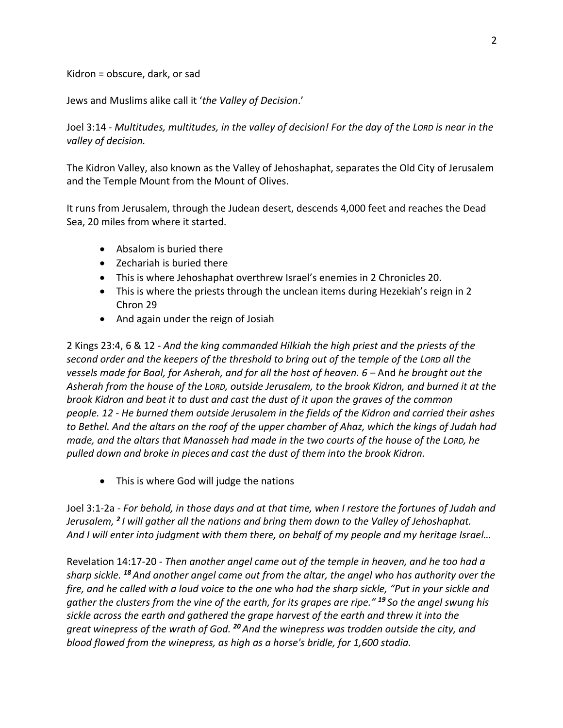Kidron = obscure, dark, or sad

Jews and Muslims alike call it '*the Valley of Decision*.'

Joel 3:14 - *Multitudes, multitudes, in the valley of decision! For the day of the LORD is near in the valley of decision.*

The Kidron Valley, also known as the Valley of Jehoshaphat, separates the Old City of Jerusalem and the Temple Mount from the Mount of Olives.

It runs from Jerusalem, through the Judean desert, descends 4,000 feet and reaches the Dead Sea, 20 miles from where it started.

- Absalom is buried there
- Zechariah is buried there
- This is where Jehoshaphat overthrew Israel's enemies in 2 Chronicles 20.
- This is where the priests through the unclean items during Hezekiah's reign in 2 Chron 29
- And again under the reign of Josiah

2 Kings 23:4, 6 & 12 - *And the king commanded Hilkiah the high priest and the priests of the second order and the keepers of the threshold to bring out of the temple of the LORD all the vessels made for Baal, for Asherah, and for all the host of heaven. 6 –* And *he brought out the Asherah from the house of the LORD, outside Jerusalem, to the brook Kidron, and burned it at the brook Kidron and beat it to dust and cast the dust of it upon the graves of the common people. 12 - He burned them outside Jerusalem in the fields of the Kidron and carried their ashes to Bethel. And the altars on the roof of the upper chamber of Ahaz, which the kings of Judah had made, and the altars that Manasseh had made in the two courts of the house of the LORD, he pulled down and broke in pieces and cast the dust of them into the brook Kidron.*

- This is where God will judge the nations

Joel 3:1-2a - *For behold, in those days and at that time, when I restore the fortunes of Judah and Jerusalem, [2] I will gather all the nations and bring them down to the Valley of Jehoshaphat. And I will enter into judgment with them there, on behalf of my people and my heritage Israel…*

Revelation 14:17-20 - *Then another angel came out of the temple in heaven, and he too had a sharp sickle. [18] And another angel came out from the altar, the angel who has authority over the fire, and he called with a loud voice to the one who had the sharp sickle, "Put in your sickle and gather the clusters from the vine of the earth, for its grapes are ripe." [19] So the angel swung his sickle across the earth and gathered the grape harvest of the earth and threw it into the great winepress of the wrath of God. [20] And the winepress was trodden outside the city, and blood flowed from the winepress, as high as a horse's bridle, for 1,600 stadia.*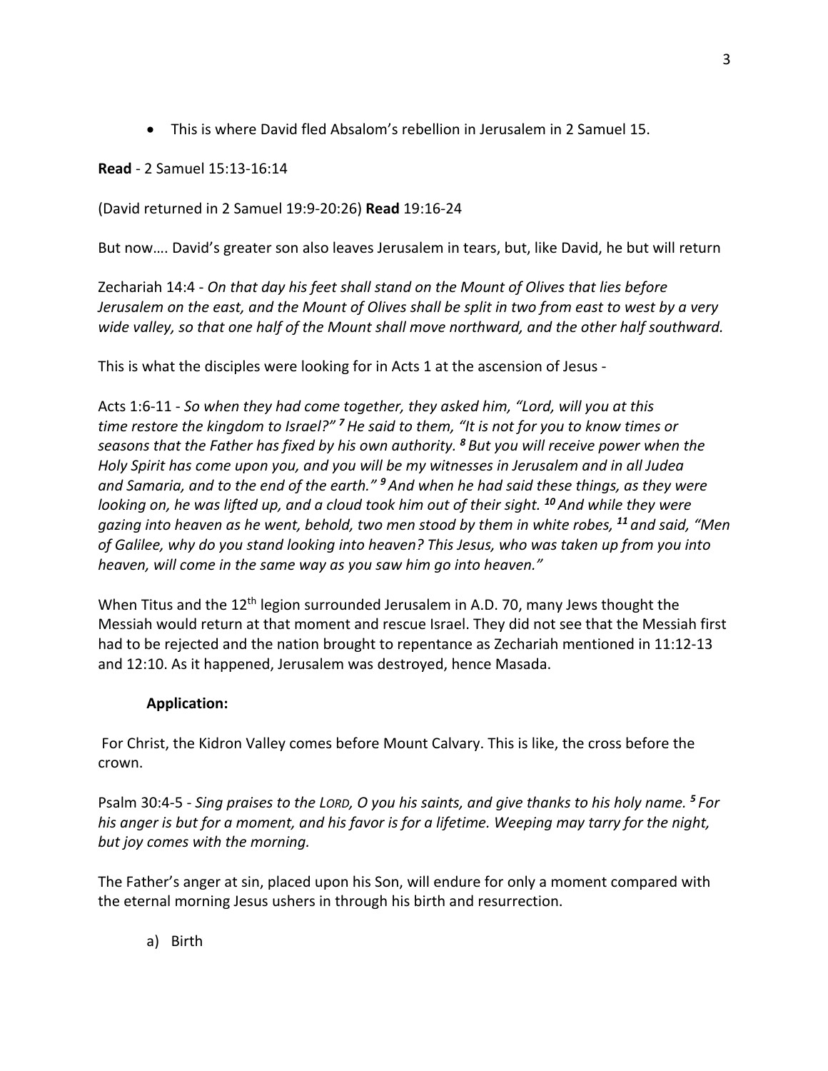- This is where David fled Absalom's rebellion in Jerusalem in 2 Samuel 15.

**Read** - 2 Samuel 15:13-16:14

(David returned in 2 Samuel 19:9-20:26) **Read** 19:16-24

But now…. David's greater son also leaves Jerusalem in tears, but, like David, he but will return

Zechariah 14:4 - *On that day his feet shall stand on the Mount of Olives that lies before Jerusalem on the east, and the Mount of Olives shall be split in two from east to west by a very wide valley, so that one half of the Mount shall move northward, and the other half southward.*

This is what the disciples were looking for in Acts 1 at the ascension of Jesus -

Acts 1:6-11 - *So when they had come together, they asked him, "Lord, will you at this time restore the kingdom to Israel?"* ***7*** *He said to them, "It is not for you to know times or seasons that the Father has fixed by his own authority.* ***8*** *But you will receive power when the Holy Spirit has come upon you, and you will be my witnesses in Jerusalem and in all Judea and Samaria, and to the end of the earth."* ***9*** *And when he had said these things, as they were looking on, he was lifted up, and a cloud took him out of their sight.* ***10*** *And while they were gazing into heaven as he went, behold, two men stood by them in white robes,* ***11*** *and said, "Men of Galilee, why do you stand looking into heaven? This Jesus, who was taken up from you into heaven, will come in the same way as you saw him go into heaven."*

When Titus and the 12th legion surrounded Jerusalem in A.D. 70, many Jews thought the Messiah would return at that moment and rescue Israel. They did not see that the Messiah first had to be rejected and the nation brought to repentance as Zechariah mentioned in 11:12-13 and 12:10. As it happened, Jerusalem was destroyed, hence Masada.

**Application:**

For Christ, the Kidron Valley comes before Mount Calvary. This is like, the cross before the crown.

Psalm 30:4-5 - *Sing praises to the LORD, O you his saints, and give thanks to his holy name.* ***5*** *For his anger is but for a moment, and his favor is for a lifetime. Weeping may tarry for the night, but joy comes with the morning.*

The Father's anger at sin, placed upon his Son, will endure for only a moment compared with the eternal morning Jesus ushers in through his birth and resurrection.

a) Birth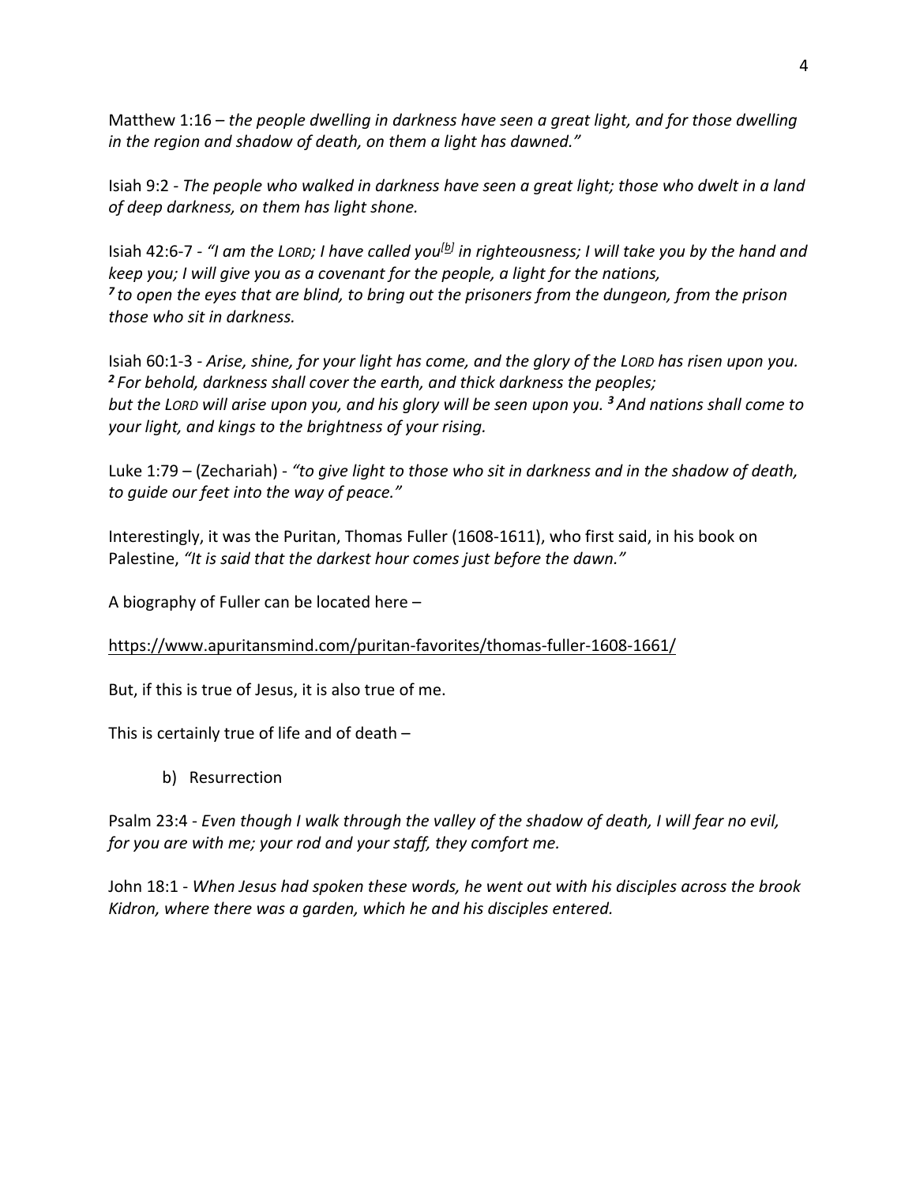Matthew 1:16 – *the people dwelling in darkness have seen a great light, and for those dwelling in the region and shadow of death, on them a light has dawned."*

Isiah 9:2 - *The people who walked in darkness have seen a great light; those who dwelt in a land of deep darkness, on them has light shone.*

Isiah 42:6-7 - *"I am the LORD; I have called you[b] in righteousness; I will take you by the hand and keep you; I will give you as a covenant for the people, a light for the nations,*
***7*** *to open the eyes that are blind, to bring out the prisoners from the dungeon, from the prison those who sit in darkness.*

Isiah 60:1-3 - *Arise, shine, for your light has come, and the glory of the LORD has risen upon you.* ***2*** *For behold, darkness shall cover the earth, and thick darkness the peoples;*
*but the LORD will arise upon you, and his glory will be seen upon you.* ***3*** *And nations shall come to your light, and kings to the brightness of your rising.*

Luke 1:79 – (Zechariah) - *"to give light to those who sit in darkness and in the shadow of death, to guide our feet into the way of peace."*

Interestingly, it was the Puritan, Thomas Fuller (1608-1611), who first said, in his book on Palestine, *"It is said that the darkest hour comes just before the dawn."*

A biography of Fuller can be located here –

https://www.apuritansmind.com/puritan-favorites/thomas-fuller-1608-1661/

But, if this is true of Jesus, it is also true of me.

This is certainly true of life and of death –

b) Resurrection

Psalm 23:4 - *Even though I walk through the valley of the shadow of death, I will fear no evil, for you are with me; your rod and your staff, they comfort me.*

John 18:1 - *When Jesus had spoken these words, he went out with his disciples across the brook Kidron, where there was a garden, which he and his disciples entered.*